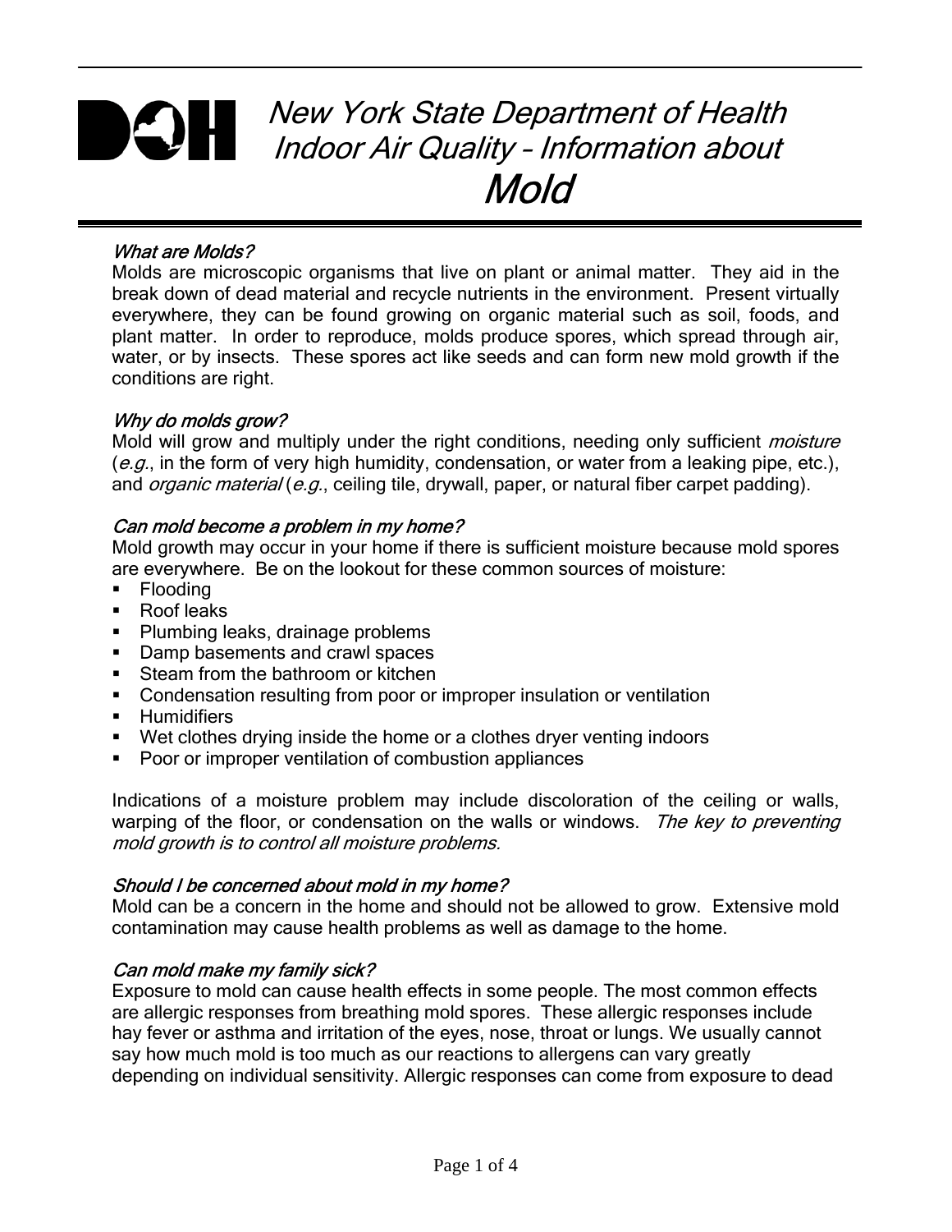# New York State Department of Health Indoor Air Quality – Information about Mold

### *What are Molds?*

Molds are microscopic organisms that live on plant or animal matter. They aid in the break down of dead material and recycle nutrients in the environment. Present virtually everywhere, they can be found growing on organic material such as soil, foods, and plant matter. In order to reproduce, molds produce spores, which spread through air, water, or by insects. These spores act like seeds and can form new mold growth if the conditions are right.

### *Why do molds grow?*

Mold will grow and multiply under the right conditions, needing only sufficient *moisture* (*e.g.*, in the form of very high humidity, condensation, or water from a leaking pipe, etc.), and *organic material* (*e.g.*, ceiling tile, drywall, paper, or natural fiber carpet padding).

### *Can mold become a problem in my home?*

Mold growth may occur in your home if there is sufficient moisture because mold spores are everywhere. Be on the lookout for these common sources of moisture:

- Flooding
- Roof leaks
- Plumbing leaks, drainage problems
- Damp basements and crawl spaces
- Steam from the bathroom or kitchen
- Condensation resulting from poor or improper insulation or ventilation
- Humidifiers
- Wet clothes drying inside the home or a clothes dryer venting indoors
- Poor or improper ventilation of combustion appliances

Indications of a moisture problem may include discoloration of the ceiling or walls, warping of the floor, or condensation on the walls or windows. *The key to preventing mold growth is to control all moisture problems.*

### *Should I be concerned about mold in my home?*

Mold can be a concern in the home and should not be allowed to grow. Extensive mold contamination may cause health problems as well as damage to the home.

### *Can mold make my family sick?*

Exposure to mold can cause health effects in some people. The most common effects are allergic responses from breathing mold spores. These allergic responses include hay fever or asthma and irritation of the eyes, nose, throat or lungs. We usually cannot say how much mold is too much as our reactions to allergens can vary greatly depending on individual sensitivity. Allergic responses can come from exposure to dead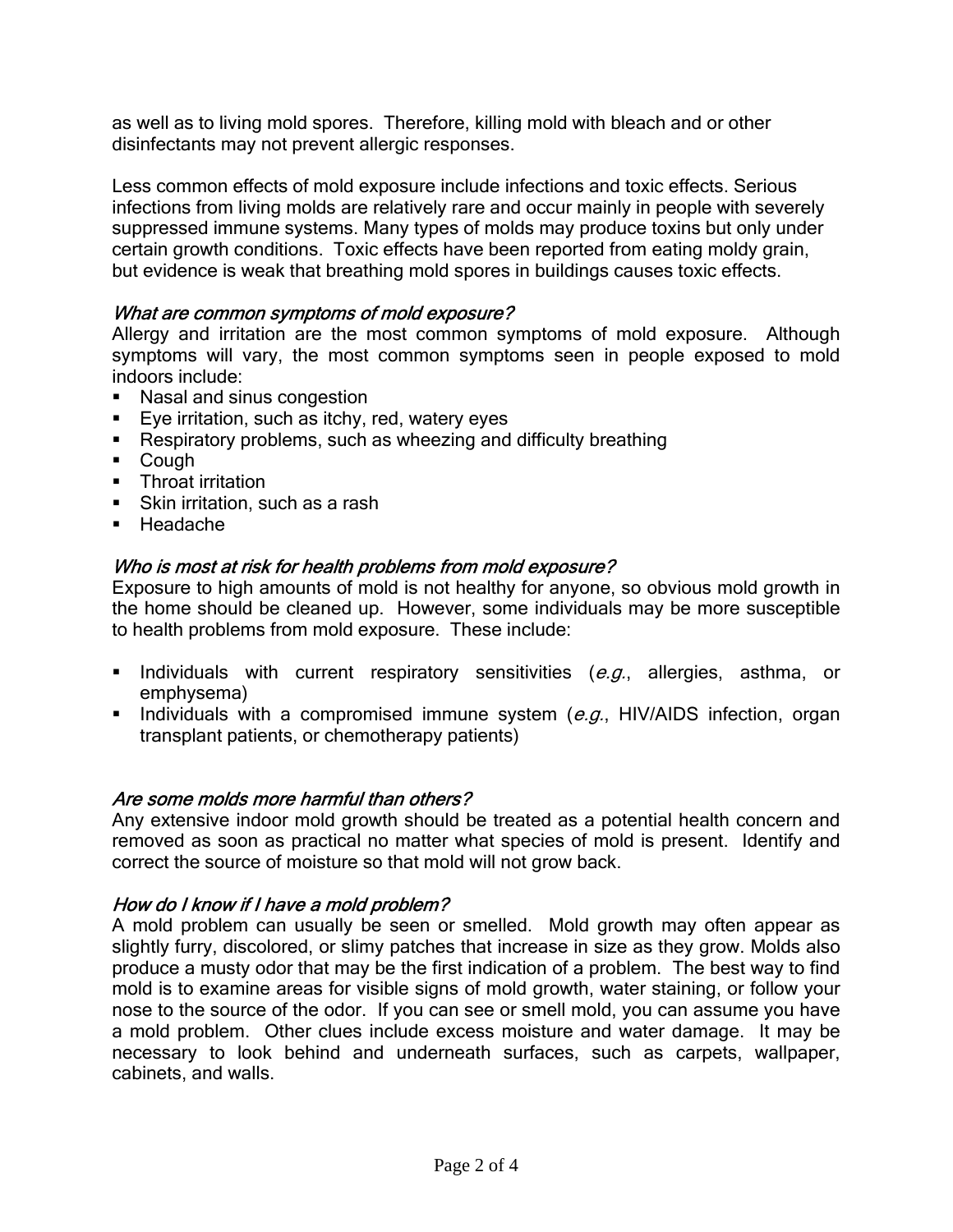as well as to living mold spores. Therefore, killing mold with bleach and or other disinfectants may not prevent allergic responses.

Less common effects of mold exposure include infections and toxic effects. Serious infections from living molds are relatively rare and occur mainly in people with severely suppressed immune systems. Many types of molds may produce toxins but only under certain growth conditions. Toxic effects have been reported from eating moldy grain, but evidence is weak that breathing mold spores in buildings causes toxic effects.

### *What are common symptoms of mold exposure?*

Allergy and irritation are the most common symptoms of mold exposure. Although symptoms will vary, the most common symptoms seen in people exposed to mold indoors include:

- Nasal and sinus congestion
- Eye irritation, such as itchy, red, watery eyes
- Respiratory problems, such as wheezing and difficulty breathing
- Cough
- Throat irritation
- Skin irritation, such as a rash
- Headache

### *Who is most at risk for health problems from mold exposure?*

Exposure to high amounts of mold is not healthy for anyone, so obvious mold growth in the home should be cleaned up. However, some individuals may be more susceptible to health problems from mold exposure. These include:

- Individuals with current respiratory sensitivities (*e.g.*, allergies, asthma, or emphysema)
- Individuals with a compromised immune system (*e.g.*, HIV/AIDS infection, organ transplant patients, or chemotherapy patients)

### *Are some molds more harmful than others?*

Any extensive indoor mold growth should be treated as a potential health concern and removed as soon as practical no matter what species of mold is present. Identify and correct the source of moisture so that mold will not grow back.

### *How do I know if I have a mold problem?*

A mold problem can usually be seen or smelled. Mold growth may often appear as slightly furry, discolored, or slimy patches that increase in size as they grow. Molds also produce a musty odor that may be the first indication of a problem. The best way to find mold is to examine areas for visible signs of mold growth, water staining, or follow your nose to the source of the odor. If you can see or smell mold, you can assume you have a mold problem. Other clues include excess moisture and water damage. It may be necessary to look behind and underneath surfaces, such as carpets, wallpaper, cabinets, and walls.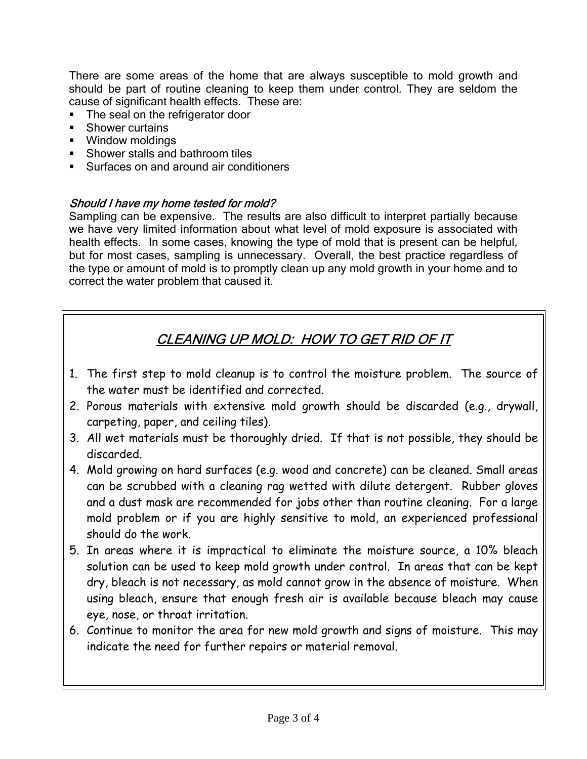There are some areas of the home that are always susceptible to mold growth and should be part of routine cleaning to keep them under control. They are seldom the cause of significant health effects. These are:

- The seal on the refrigerator door
- Shower curtains
- Window moldings
- Shower stalls and bathroom tiles
- Surfaces on and around air conditioners

### *Should I have my home tested for mold?*

Sampling can be expensive. The results are also difficult to interpret partially because we have very limited information about what level of mold exposure is associated with health effects. In some cases, knowing the type of mold that is present can be helpful, but for most cases, sampling is unnecessary. Overall, the best practice regardless of the type or amount of mold is to promptly clean up any mold growth in your home and to correct the water problem that caused it.

## *CLEANING UP MOLD: HOW TO GET RID OF IT*

1. The first step to mold cleanup is to control the moisture problem. The source of the water must be identified and corrected.
2. Porous materials with extensive mold growth should be discarded (e.g., drywall, carpeting, paper, and ceiling tiles).
3. All wet materials must be thoroughly dried. If that is not possible, they should be discarded.
4. Mold growing on hard surfaces (e.g. wood and concrete) can be cleaned. Small areas can be scrubbed with a cleaning rag wetted with dilute detergent. Rubber gloves and a dust mask are recommended for jobs other than routine cleaning. For a large mold problem or if you are highly sensitive to mold, an experienced professional should do the work.
5. In areas where it is impractical to eliminate the moisture source, a 10% bleach solution can be used to keep mold growth under control. In areas that can be kept dry, bleach is not necessary, as mold cannot grow in the absence of moisture. When using bleach, ensure that enough fresh air is available because bleach may cause eye, nose, or throat irritation.
6. Continue to monitor the area for new mold growth and signs of moisture. This may indicate the need for further repairs or material removal.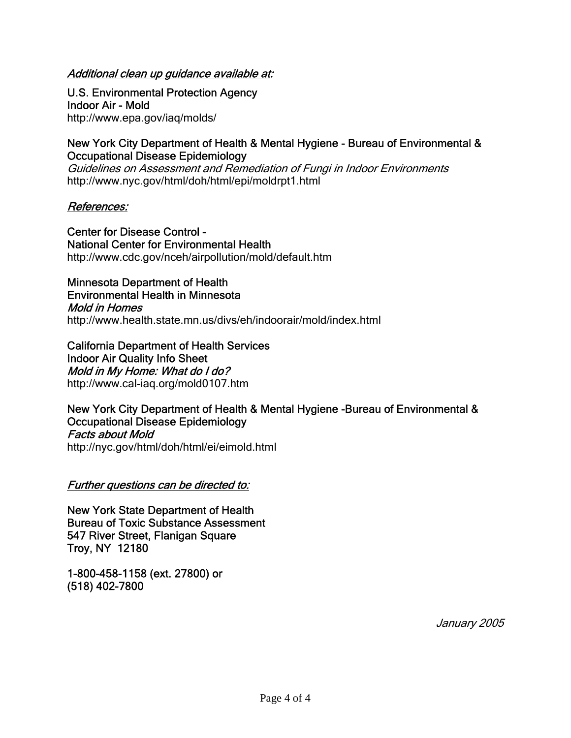***Additional clean up guidance available at:***

**U.S. Environmental Protection Agency**
**Indoor Air - Mold**
http://www.epa.gov/iaq/molds/

**New York City Department of Health & Mental Hygiene - Bureau of Environmental & Occupational Disease Epidemiology**
*Guidelines on Assessment and Remediation of Fungi in Indoor Environments*
http://www.nyc.gov/html/doh/html/epi/moldrpt1.html

***References:***

**Center for Disease Control -**
**National Center for Environmental Health**
http://www.cdc.gov/nceh/airpollution/mold/default.htm

**Minnesota Department of Health**
**Environmental Health in Minnesota**
***Mold in Homes***
http://www.health.state.mn.us/divs/eh/indoorair/mold/index.html

**California Department of Health Services**
**Indoor Air Quality Info Sheet**
***Mold in My Home: What do I do?***
http://www.cal-iaq.org/mold0107.htm

**New York City Department of Health & Mental Hygiene -Bureau of Environmental & Occupational Disease Epidemiology**
***Facts about Mold***
http://nyc.gov/html/doh/html/ei/eimold.html

***Further questions can be directed to:***

**New York State Department of Health**
**Bureau of Toxic Substance Assessment**
**547 River Street, Flanigan Square**
**Troy, NY 12180**

**1-800-458-1158 (ext. 27800) or**
**(518) 402-7800**

*January 2005*